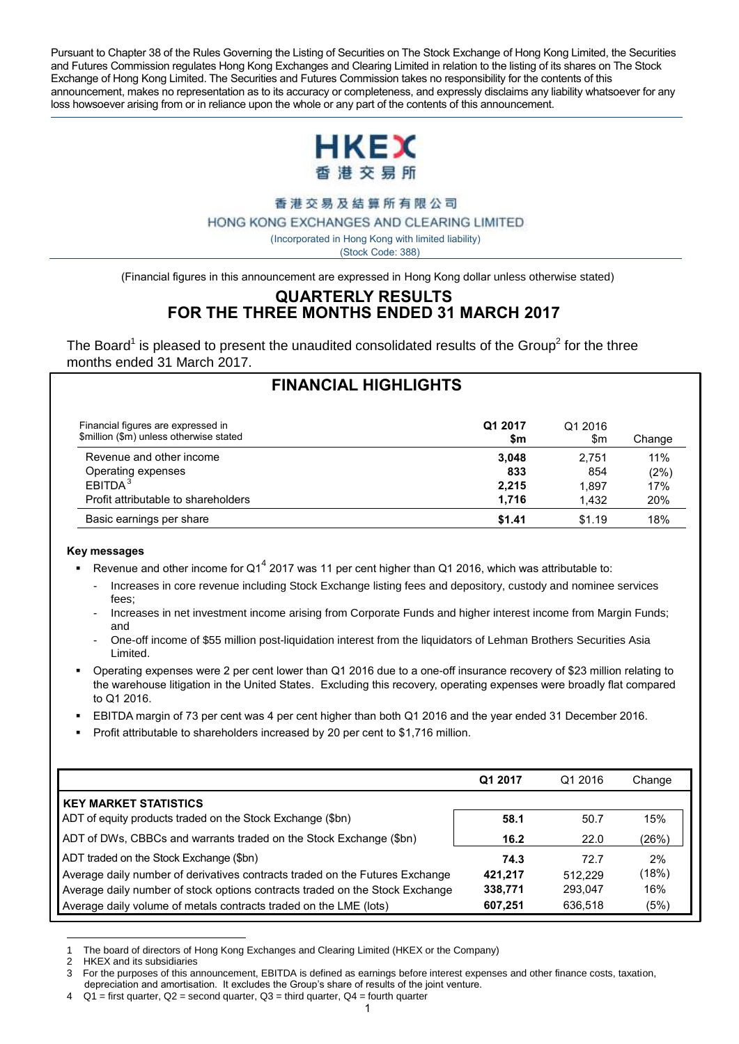Pursuant to Chapter 38 of the Rules Governing the Listing of Securities on The Stock Exchange of Hong Kong Limited, the Securities and Futures Commission regulates Hong Kong Exchanges and Clearing Limited in relation to the listing of its shares on The Stock Exchange of Hong Kong Limited. The Securities and Futures Commission takes no responsibility for the contents of this announcement, makes no representation as to its accuracy or completeness, and expressly disclaims any liability whatsoever for any loss howsoever arising from or in reliance upon the whole or any part of the contents of this announcement.

**HKEX**
**香港交易所**

香港交易及結算所有限公司

HONG KONG EXCHANGES AND CLEARING LIMITED

(Incorporated in Hong Kong with limited liability)

(Stock Code: 388)

(Financial figures in this announcement are expressed in Hong Kong dollar unless otherwise stated)

# QUARTERLY RESULTS FOR THE THREE MONTHS ENDED 31 MARCH 2017

The Board[1] is pleased to present the unaudited consolidated results of the Group[2] for the three months ended 31 March 2017.

## FINANCIAL HIGHLIGHTS

| Financial figures are expressed in $million ($m) unless otherwise stated | **Q1 2017 $m** | Q1 2016 $m | Change |
|---|---|---|---|
| Revenue and other income | **3,048** | 2,751 | 11% |
| Operating expenses | **833** | 854 | (2%) |
| EBITDA[3] | **2,215** | 1,897 | 17% |
| Profit attributable to shareholders | **1,716** | 1,432 | 20% |
| Basic earnings per share | **$1.41** | $1.19 | 18% |

**Key messages**

- Revenue and other income for Q1[4] 2017 was 11 per cent higher than Q1 2016, which was attributable to:
  - Increases in core revenue including Stock Exchange listing fees and depository, custody and nominee services fees;
  - Increases in net investment income arising from Corporate Funds and higher interest income from Margin Funds; and
  - One-off income of $55 million post-liquidation interest from the liquidators of Lehman Brothers Securities Asia Limited.
- Operating expenses were 2 per cent lower than Q1 2016 due to a one-off insurance recovery of $23 million relating to the warehouse litigation in the United States. Excluding this recovery, operating expenses were broadly flat compared to Q1 2016.
- EBITDA margin of 73 per cent was 4 per cent higher than both Q1 2016 and the year ended 31 December 2016.
- Profit attributable to shareholders increased by 20 per cent to $1,716 million.

| | **Q1 2017** | Q1 2016 | Change |
|---|---|---|---|
| **KEY MARKET STATISTICS** | | | |
| ADT of equity products traded on the Stock Exchange ($bn) | **58.1** | 50.7 | 15% |
| ADT of DWs, CBBCs and warrants traded on the Stock Exchange ($bn) | **16.2** | 22.0 | (26%) |
| ADT traded on the Stock Exchange ($bn) | **74.3** | 72.7 | 2% |
| Average daily number of derivatives contracts traded on the Futures Exchange | **421,217** | 512,229 | (18%) |
| Average daily number of stock options contracts traded on the Stock Exchange | **338,771** | 293,047 | 16% |
| Average daily volume of metals contracts traded on the LME (lots) | **607,251** | 636,518 | (5%) |

1 The board of directors of Hong Kong Exchanges and Clearing Limited (HKEX or the Company)

2 HKEX and its subsidiaries

3 For the purposes of this announcement, EBITDA is defined as earnings before interest expenses and other finance costs, taxation, depreciation and amortisation. It excludes the Group's share of results of the joint venture.

4 Q1 = first quarter, Q2 = second quarter, Q3 = third quarter, Q4 = fourth quarter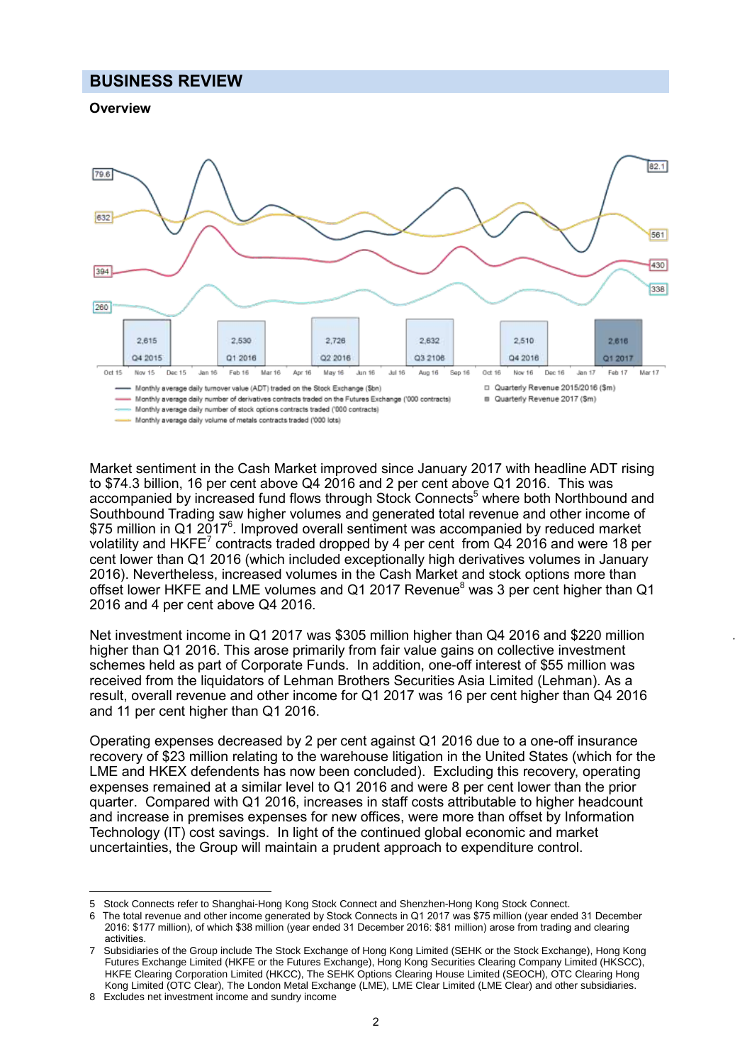## BUSINESS REVIEW

### Overview

| Quarter | Quarterly Revenue ($m) |
|---|---|
| Q4 2015 | 2,615 |
| Q1 2016 | 2,530 |
| Q2 2016 | 2,726 |
| Q3 2106 | 2,632 |
| Q4 2016 | 2,510 |
| Q1 2017 | 2,616 |

- Monthly average daily turnover value (ADT) traded on the Stock Exchange ($bn): 79.6 (Oct 15), 82.1 (Mar 17)
- Monthly average daily number of derivatives contracts traded on the Futures Exchange ('000 contracts): 394 (Oct 15), 430 (Mar 17)
- Monthly average daily number of stock options contracts traded ('000 contracts): 260 (Oct 15), 338 (Mar 17)
- Monthly average daily volume of metals contracts traded ('000 lots): 632 (Oct 15), 561 (Mar 17)
- Quarterly Revenue 2015/2016 ($m)
- Quarterly Revenue 2017 ($m)

Market sentiment in the Cash Market improved since January 2017 with headline ADT rising to $74.3 billion, 16 per cent above Q4 2016 and 2 per cent above Q1 2016. This was accompanied by increased fund flows through Stock Connects[5] where both Northbound and Southbound Trading saw higher volumes and generated total revenue and other income of $75 million in Q1 2017[6]. Improved overall sentiment was accompanied by reduced market volatility and HKFE[7] contracts traded dropped by 4 per cent from Q4 2016 and were 18 per cent lower than Q1 2016 (which included exceptionally high derivatives volumes in January 2016). Nevertheless, increased volumes in the Cash Market and stock options more than offset lower HKFE and LME volumes and Q1 2017 Revenue[8] was 3 per cent higher than Q1 2016 and 4 per cent above Q4 2016.

Net investment income in Q1 2017 was $305 million higher than Q4 2016 and $220 million higher than Q1 2016. This arose primarily from fair value gains on collective investment schemes held as part of Corporate Funds. In addition, one-off interest of $55 million was received from the liquidators of Lehman Brothers Securities Asia Limited (Lehman). As a result, overall revenue and other income for Q1 2017 was 16 per cent higher than Q4 2016 and 11 per cent higher than Q1 2016.

Operating expenses decreased by 2 per cent against Q1 2016 due to a one-off insurance recovery of $23 million relating to the warehouse litigation in the United States (which for the LME and HKEX defendents has now been concluded). Excluding this recovery, operating expenses remained at a similar level to Q1 2016 and were 8 per cent lower than the prior quarter. Compared with Q1 2016, increases in staff costs attributable to higher headcount and increase in premises expenses for new offices, were more than offset by Information Technology (IT) cost savings. In light of the continued global economic and market uncertainties, the Group will maintain a prudent approach to expenditure control.

---

5 Stock Connects refer to Shanghai-Hong Kong Stock Connect and Shenzhen-Hong Kong Stock Connect.

6 The total revenue and other income generated by Stock Connects in Q1 2017 was $75 million (year ended 31 December 2016: $177 million), of which $38 million (year ended 31 December 2016: $81 million) arose from trading and clearing activities.

7 Subsidiaries of the Group include The Stock Exchange of Hong Kong Limited (SEHK or the Stock Exchange), Hong Kong Futures Exchange Limited (HKFE or the Futures Exchange), Hong Kong Securities Clearing Company Limited (HKSCC), HKFE Clearing Corporation Limited (HKCC), The SEHK Options Clearing House Limited (SEOCH), OTC Clearing Hong Kong Limited (OTC Clear), The London Metal Exchange (LME), LME Clear Limited (LME Clear) and other subsidiaries.

8 Excludes net investment income and sundry income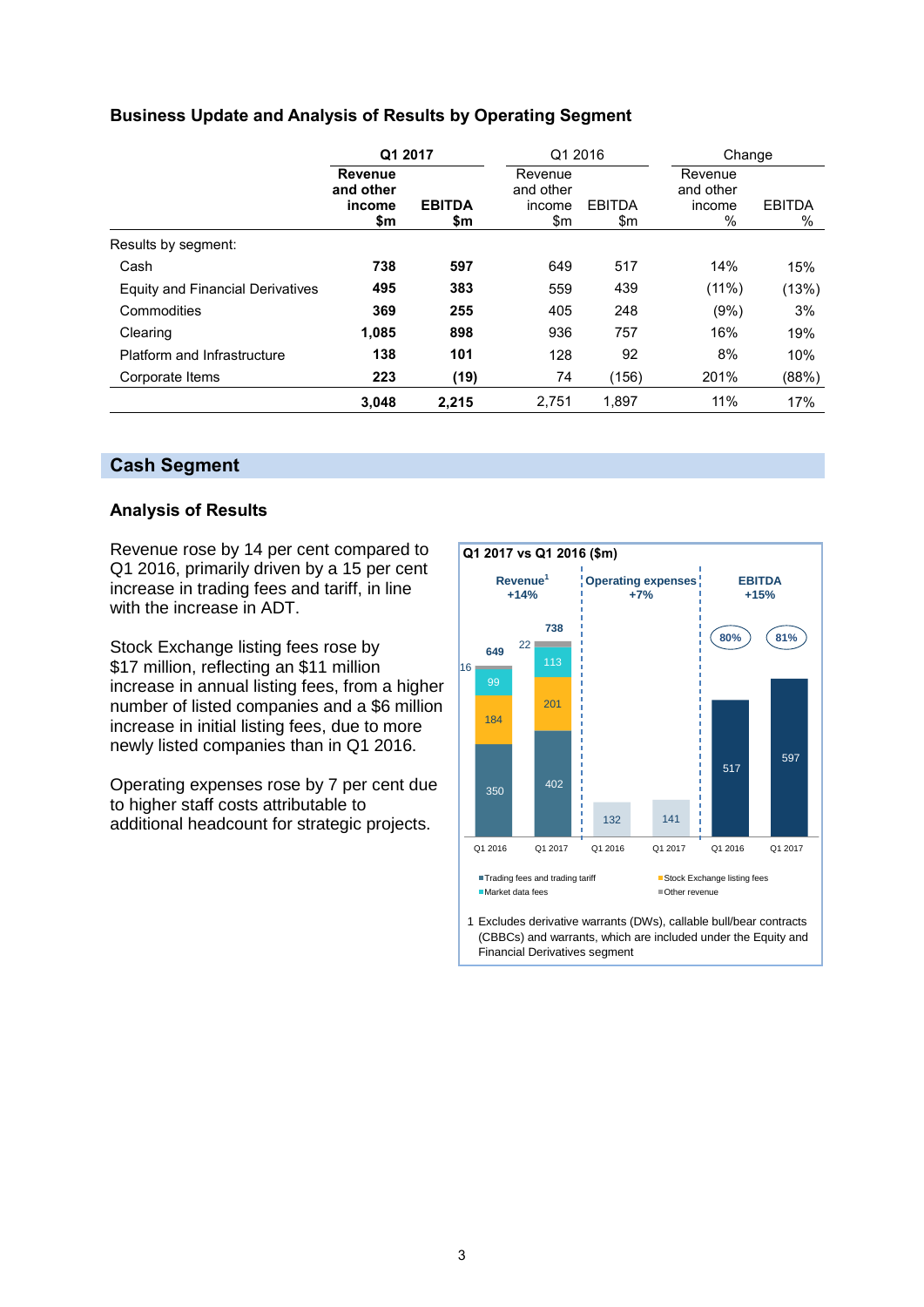## Business Update and Analysis of Results by Operating Segment

| | Q1 2017 | | Q1 2016 | | Change | |
|---|---|---|---|---|---|---|
| | **Revenue and other income $m** | **EBITDA $m** | Revenue and other income $m | EBITDA $m | Revenue and other income % | EBITDA % |
| Results by segment: | | | | | | |
| Cash | **738** | **597** | 649 | 517 | 14% | 15% |
| Equity and Financial Derivatives | **495** | **383** | 559 | 439 | (11%) | (13%) |
| Commodities | **369** | **255** | 405 | 248 | (9%) | 3% |
| Clearing | **1,085** | **898** | 936 | 757 | 16% | 19% |
| Platform and Infrastructure | **138** | **101** | 128 | 92 | 8% | 10% |
| Corporate Items | **223** | **(19)** | 74 | (156) | 201% | (88%) |
| | **3,048** | **2,215** | 2,751 | 1,897 | 11% | 17% |

## Cash Segment

### Analysis of Results

Revenue rose by 14 per cent compared to Q1 2016, primarily driven by a 15 per cent increase in trading fees and tariff, in line with the increase in ADT.

Stock Exchange listing fees rose by $17 million, reflecting an $11 million increase in annual listing fees, from a higher number of listed companies and a $6 million increase in initial listing fees, due to more newly listed companies than in Q1 2016.

Operating expenses rose by 7 per cent due to higher staff costs attributable to additional headcount for strategic projects.

**Q1 2017 vs Q1 2016 ($m)**

| | Revenue[1] +14% | | Operating expenses +7% | | EBITDA +15% | |
|---|---|---|---|---|---|---|
| | Q1 2016 | Q1 2017 | Q1 2016 | Q1 2017 | Q1 2016 | Q1 2017 |
| Trading fees and trading tariff | 350 | 402 | | | | |
| Stock Exchange listing fees | 184 | 201 | | | | |
| Market data fees | 99 | 113 | | | | |
| Other revenue | 16 | 22 | | | | |
| Total | 649 | 738 | 132 | 141 | 517 | 597 |
| EBITDA margin | | | | | 80% | 81% |

1 Excludes derivative warrants (DWs), callable bull/bear contracts (CBBCs) and warrants, which are included under the Equity and Financial Derivatives segment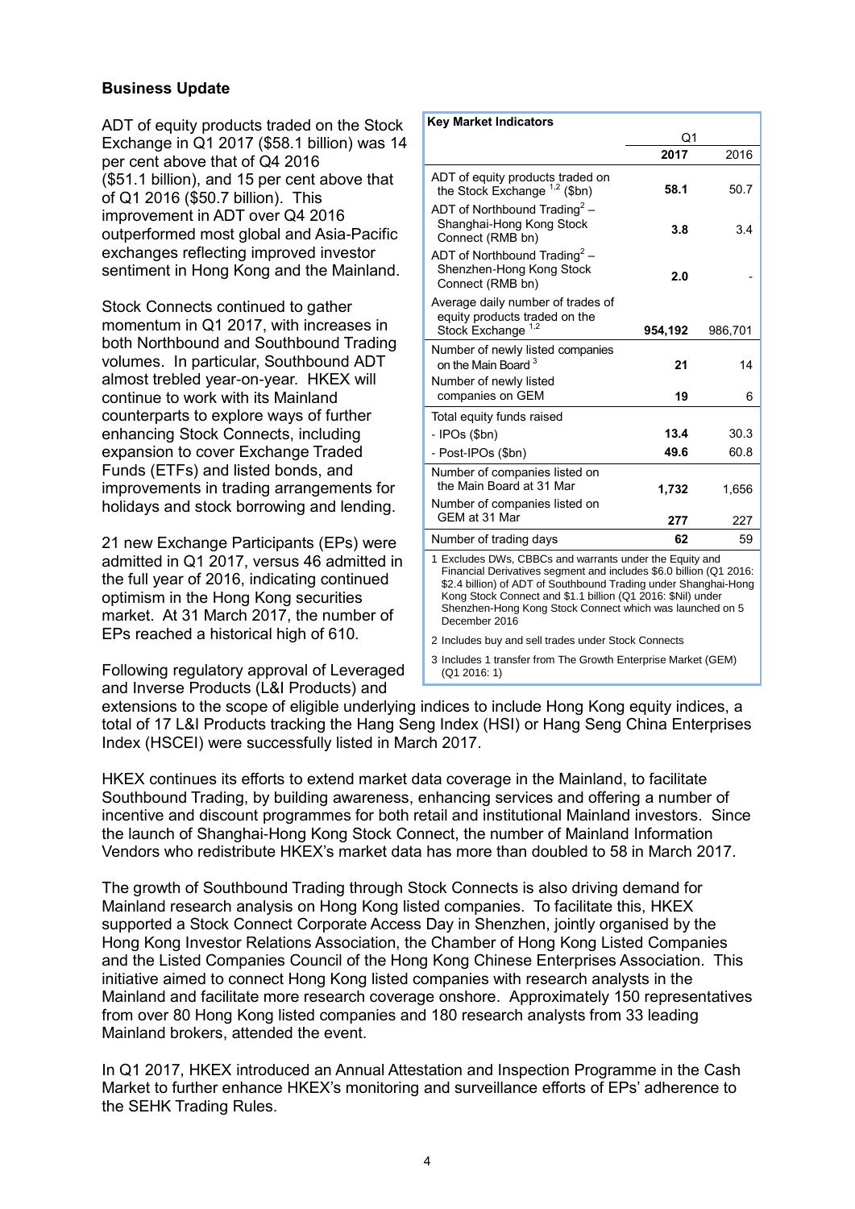## Business Update

ADT of equity products traded on the Stock Exchange in Q1 2017 ($58.1 billion) was 14 per cent above that of Q4 2016 ($51.1 billion), and 15 per cent above that of Q1 2016 ($50.7 billion). This improvement in ADT over Q4 2016 outperformed most global and Asia-Pacific exchanges reflecting improved investor sentiment in Hong Kong and the Mainland.

**Key Market Indicators**

| | Q1 | |
|---|---|---|
| | **2017** | 2016 |
| ADT of equity products traded on the Stock Exchange [1,2] ($bn) | **58.1** | 50.7 |
| ADT of Northbound Trading[2] – Shanghai-Hong Kong Stock Connect (RMB bn) | **3.8** | 3.4 |
| ADT of Northbound Trading[2] – Shenzhen-Hong Kong Stock Connect (RMB bn) | **2.0** | - |
| Average daily number of trades of equity products traded on the Stock Exchange [1,2] | **954,192** | 986,701 |
| Number of newly listed companies on the Main Board [3] | **21** | 14 |
| Number of newly listed companies on GEM | **19** | 6 |
| Total equity funds raised | | |
| - IPOs ($bn) | **13.4** | 30.3 |
| - Post-IPOs ($bn) | **49.6** | 60.8 |
| Number of companies listed on the Main Board at 31 Mar | **1,732** | 1,656 |
| Number of companies listed on GEM at 31 Mar | **277** | 227 |
| Number of trading days | **62** | 59 |

1 Excludes DWs, CBBCs and warrants under the Equity and Financial Derivatives segment and includes $6.0 billion (Q1 2016: $2.4 billion) of ADT of Southbound Trading under Shanghai-Hong Kong Stock Connect and $1.1 billion (Q1 2016: $Nil) under Shenzhen-Hong Kong Stock Connect which was launched on 5 December 2016

2 Includes buy and sell trades under Stock Connects

3 Includes 1 transfer from The Growth Enterprise Market (GEM) (Q1 2016: 1)

Stock Connects continued to gather momentum in Q1 2017, with increases in both Northbound and Southbound Trading volumes. In particular, Southbound ADT almost trebled year-on-year. HKEX will continue to work with its Mainland counterparts to explore ways of further enhancing Stock Connects, including expansion to cover Exchange Traded Funds (ETFs) and listed bonds, and improvements in trading arrangements for holidays and stock borrowing and lending.

21 new Exchange Participants (EPs) were admitted in Q1 2017, versus 46 admitted in the full year of 2016, indicating continued optimism in the Hong Kong securities market. At 31 March 2017, the number of EPs reached a historical high of 610.

Following regulatory approval of Leveraged and Inverse Products (L&I Products) and extensions to the scope of eligible underlying indices to include Hong Kong equity indices, a total of 17 L&I Products tracking the Hang Seng Index (HSI) or Hang Seng China Enterprises Index (HSCEI) were successfully listed in March 2017.

HKEX continues its efforts to extend market data coverage in the Mainland, to facilitate Southbound Trading, by building awareness, enhancing services and offering a number of incentive and discount programmes for both retail and institutional Mainland investors. Since the launch of Shanghai-Hong Kong Stock Connect, the number of Mainland Information Vendors who redistribute HKEX's market data has more than doubled to 58 in March 2017.

The growth of Southbound Trading through Stock Connects is also driving demand for Mainland research analysis on Hong Kong listed companies. To facilitate this, HKEX supported a Stock Connect Corporate Access Day in Shenzhen, jointly organised by the Hong Kong Investor Relations Association, the Chamber of Hong Kong Listed Companies and the Listed Companies Council of the Hong Kong Chinese Enterprises Association. This initiative aimed to connect Hong Kong listed companies with research analysts in the Mainland and facilitate more research coverage onshore. Approximately 150 representatives from over 80 Hong Kong listed companies and 180 research analysts from 33 leading Mainland brokers, attended the event.

In Q1 2017, HKEX introduced an Annual Attestation and Inspection Programme in the Cash Market to further enhance HKEX's monitoring and surveillance efforts of EPs' adherence to the SEHK Trading Rules.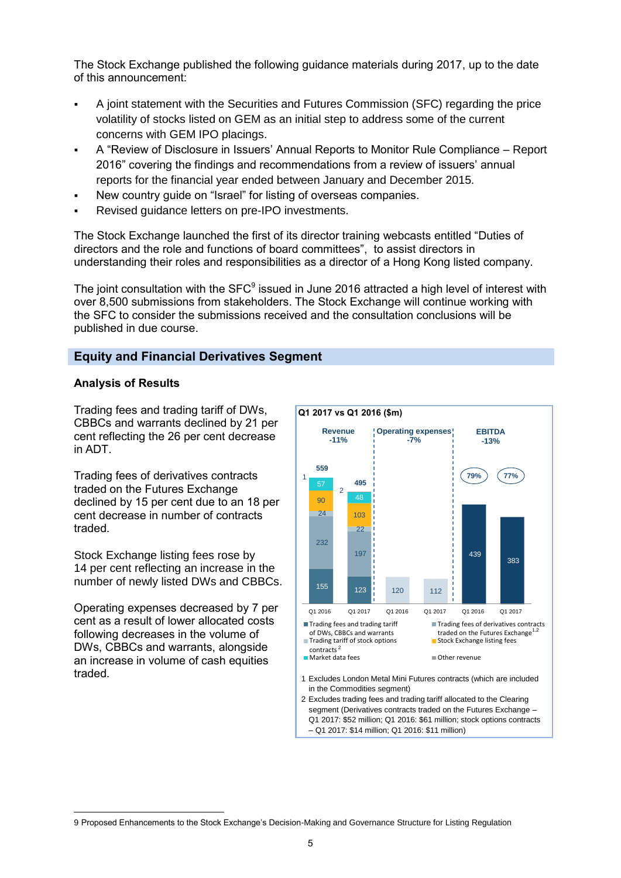The Stock Exchange published the following guidance materials during 2017, up to the date of this announcement:

- A joint statement with the Securities and Futures Commission (SFC) regarding the price volatility of stocks listed on GEM as an initial step to address some of the current concerns with GEM IPO placings.
- A "Review of Disclosure in Issuers' Annual Reports to Monitor Rule Compliance – Report 2016" covering the findings and recommendations from a review of issuers' annual reports for the financial year ended between January and December 2015.
- New country guide on "Israel" for listing of overseas companies.
- Revised guidance letters on pre-IPO investments.

The Stock Exchange launched the first of its director training webcasts entitled "Duties of directors and the role and functions of board committees", to assist directors in understanding their roles and responsibilities as a director of a Hong Kong listed company.

The joint consultation with the SFC[9] issued in June 2016 attracted a high level of interest with over 8,500 submissions from stakeholders. The Stock Exchange will continue working with the SFC to consider the submissions received and the consultation conclusions will be published in due course.

## Equity and Financial Derivatives Segment

### Analysis of Results

Trading fees and trading tariff of DWs, CBBCs and warrants declined by 21 per cent reflecting the 26 per cent decrease in ADT.

Trading fees of derivatives contracts traded on the Futures Exchange declined by 15 per cent due to an 18 per cent decrease in number of contracts traded.

Stock Exchange listing fees rose by 14 per cent reflecting an increase in the number of newly listed DWs and CBBCs.

Operating expenses decreased by 7 per cent as a result of lower allocated costs following decreases in the volume of DWs, CBBCs and warrants, alongside an increase in volume of cash equities traded.

**Q1 2017 vs Q1 2016 ($m)**

| | Revenue Q1 2016[1] | Revenue Q1 2017[2] | Operating expenses Q1 2016 | Operating expenses Q1 2017 | EBITDA Q1 2016 | EBITDA Q1 2017 |
|---|---|---|---|---|---|---|
| Trading fees and trading tariff of DWs, CBBCs and warrants | 155 | 123 | | | | |
| Trading fees of derivatives contracts traded on the Futures Exchange[1,2] | 232 | 197 | | | | |
| Trading tariff of stock options contracts[2] | 24 | 22 | | | | |
| Stock Exchange listing fees | 90 | 103 | | | | |
| Market data fees | 57 | 48 | | | | |
| Other revenue | 1 | 2 | | | | |
| Total | 559 | 495 | 120 | 112 | 439 | 383 |
| Change | -11% | | -7% | | -13% | |
| EBITDA margin | | | | | 79% | 77% |

1 Excludes London Metal Mini Futures contracts (which are included in the Commodities segment)

2 Excludes trading fees and trading tariff allocated to the Clearing segment (Derivatives contracts traded on the Futures Exchange – Q1 2017: $52 million; Q1 2016: $61 million; stock options contracts – Q1 2017: $14 million; Q1 2016: $11 million)

9 Proposed Enhancements to the Stock Exchange's Decision-Making and Governance Structure for Listing Regulation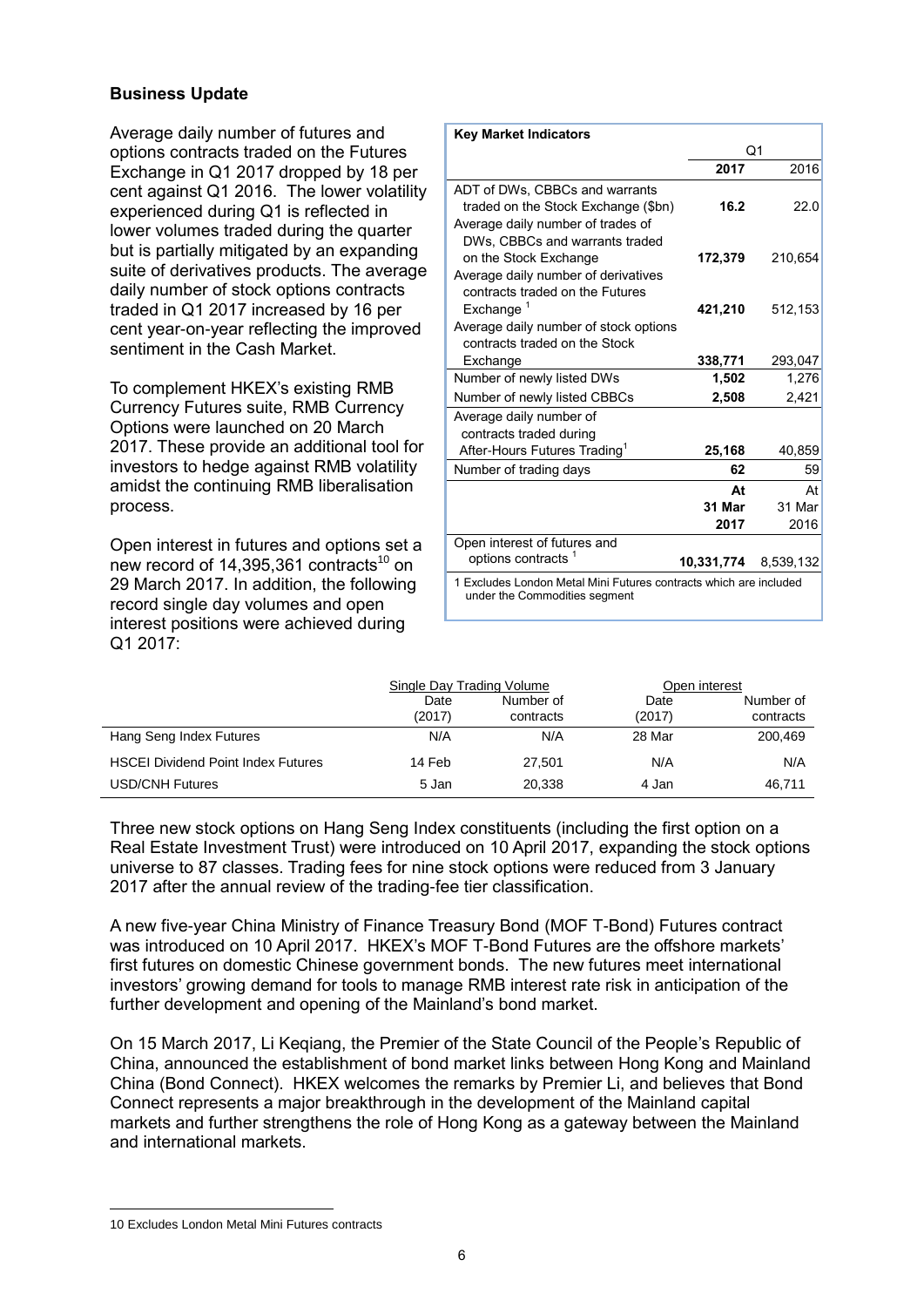## Business Update

Average daily number of futures and options contracts traded on the Futures Exchange in Q1 2017 dropped by 18 per cent against Q1 2016. The lower volatility experienced during Q1 is reflected in lower volumes traded during the quarter but is partially mitigated by an expanding suite of derivatives products. The average daily number of stock options contracts traded in Q1 2017 increased by 16 per cent year-on-year reflecting the improved sentiment in the Cash Market.

To complement HKEX's existing RMB Currency Futures suite, RMB Currency Options were launched on 20 March 2017. These provide an additional tool for investors to hedge against RMB volatility amidst the continuing RMB liberalisation process.

Open interest in futures and options set a new record of 14,395,361 contracts[10] on 29 March 2017. In addition, the following record single day volumes and open interest positions were achieved during Q1 2017:

| Key Market Indicators | Q1 | |
|---|---|---|
| | **2017** | 2016 |
| ADT of DWs, CBBCs and warrants traded on the Stock Exchange ($bn) | **16.2** | 22.0 |
| Average daily number of trades of DWs, CBBCs and warrants traded on the Stock Exchange | **172,379** | 210,654 |
| Average daily number of derivatives contracts traded on the Futures Exchange [1] | **421,210** | 512,153 |
| Average daily number of stock options contracts traded on the Stock Exchange | **338,771** | 293,047 |
| Number of newly listed DWs | **1,502** | 1,276 |
| Number of newly listed CBBCs | **2,508** | 2,421 |
| Average daily number of contracts traded during After-Hours Futures Trading[1] | **25,168** | 40,859 |
| Number of trading days | **62** | 59 |
| | **At 31 Mar 2017** | At 31 Mar 2016 |
| Open interest of futures and options contracts [1] | **10,331,774** | 8,539,132 |

1 Excludes London Metal Mini Futures contracts which are included under the Commodities segment

| | Single Day Trading Volume | | Open interest | |
|---|---|---|---|---|
| | Date (2017) | Number of contracts | Date (2017) | Number of contracts |
| Hang Seng Index Futures | N/A | N/A | 28 Mar | 200,469 |
| HSCEI Dividend Point Index Futures | 14 Feb | 27,501 | N/A | N/A |
| USD/CNH Futures | 5 Jan | 20,338 | 4 Jan | 46,711 |

Three new stock options on Hang Seng Index constituents (including the first option on a Real Estate Investment Trust) were introduced on 10 April 2017, expanding the stock options universe to 87 classes. Trading fees for nine stock options were reduced from 3 January 2017 after the annual review of the trading-fee tier classification.

A new five-year China Ministry of Finance Treasury Bond (MOF T-Bond) Futures contract was introduced on 10 April 2017. HKEX's MOF T-Bond Futures are the offshore markets' first futures on domestic Chinese government bonds. The new futures meet international investors' growing demand for tools to manage RMB interest rate risk in anticipation of the further development and opening of the Mainland's bond market.

On 15 March 2017, Li Keqiang, the Premier of the State Council of the People's Republic of China, announced the establishment of bond market links between Hong Kong and Mainland China (Bond Connect). HKEX welcomes the remarks by Premier Li, and believes that Bond Connect represents a major breakthrough in the development of the Mainland capital markets and further strengthens the role of Hong Kong as a gateway between the Mainland and international markets.

10 Excludes London Metal Mini Futures contracts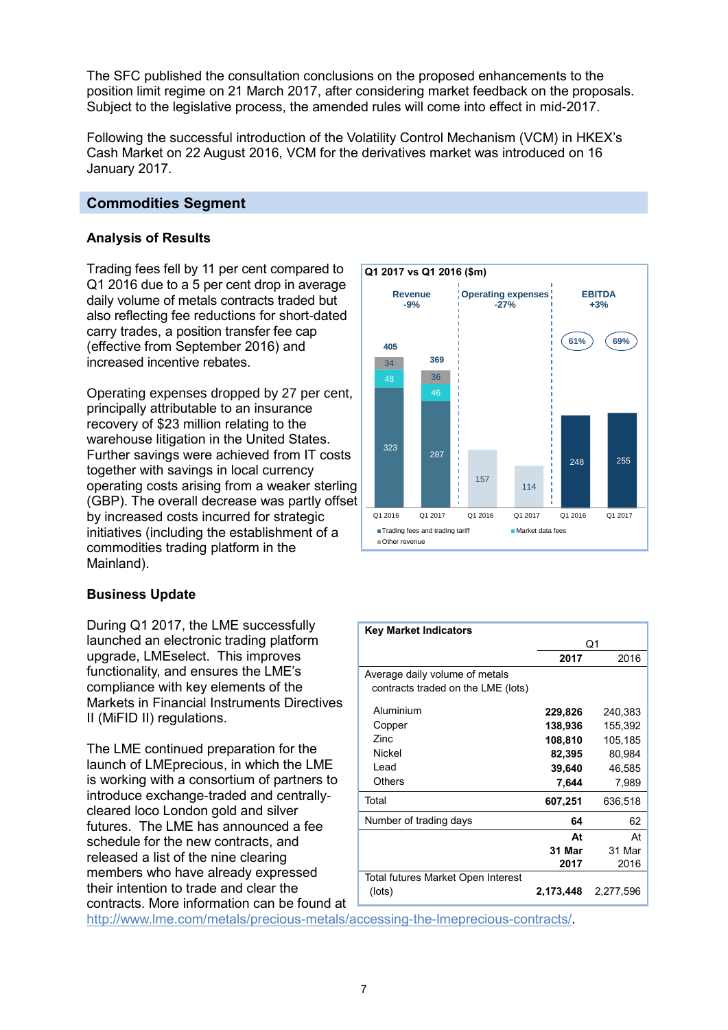The SFC published the consultation conclusions on the proposed enhancements to the position limit regime on 21 March 2017, after considering market feedback on the proposals. Subject to the legislative process, the amended rules will come into effect in mid-2017.

Following the successful introduction of the Volatility Control Mechanism (VCM) in HKEX's Cash Market on 22 August 2016, VCM for the derivatives market was introduced on 16 January 2017.

## Commodities Segment

### Analysis of Results

Trading fees fell by 11 per cent compared to Q1 2016 due to a 5 per cent drop in average daily volume of metals contracts traded but also reflecting fee reductions for short-dated carry trades, a position transfer fee cap (effective from September 2016) and increased incentive rebates.

Operating expenses dropped by 27 per cent, principally attributable to an insurance recovery of $23 million relating to the warehouse litigation in the United States. Further savings were achieved from IT costs together with savings in local currency operating costs arising from a weaker sterling (GBP). The overall decrease was partly offset by increased costs incurred for strategic initiatives (including the establishment of a commodities trading platform in the Mainland).

**Q1 2017 vs Q1 2016 ($m)**

| | Revenue -9% | | Operating expenses -27% | | EBITDA +3% | |
|---|---|---|---|---|---|---|
| | Q1 2016 | Q1 2017 | Q1 2016 | Q1 2017 | Q1 2016 | Q1 2017 |
| Trading fees and trading tariff | 323 | 287 | | | | |
| Market data fees | 48 | 46 | | | | |
| Other revenue | 34 | 36 | | | | |
| Total | 405 | 369 | 157 | 114 | 248 | 255 |
| EBITDA margin | | | | | 61% | 69% |

### Business Update

During Q1 2017, the LME successfully launched an electronic trading platform upgrade, LMEselect. This improves functionality, and ensures the LME's compliance with key elements of the Markets in Financial Instruments Directives II (MiFID II) regulations.

The LME continued preparation for the launch of LMEprecious, in which the LME is working with a consortium of partners to introduce exchange-traded and centrally-cleared loco London gold and silver futures. The LME has announced a fee schedule for the new contracts, and released a list of the nine clearing members who have already expressed their intention to trade and clear the contracts. More information can be found at http://www.lme.com/metals/precious-metals/accessing-the-lmeprecious-contracts/.

**Key Market Indicators**

| | Q1 2017 | Q1 2016 |
|---|---|---|
| Average daily volume of metals contracts traded on the LME (lots) | | |
| Aluminium | **229,826** | 240,383 |
| Copper | **138,936** | 155,392 |
| Zinc | **108,810** | 105,185 |
| Nickel | **82,395** | 80,984 |
| Lead | **39,640** | 46,585 |
| Others | **7,644** | 7,989 |
| Total | **607,251** | 636,518 |
| Number of trading days | **64** | 62 |
| | **At 31 Mar 2017** | At 31 Mar 2016 |
| Total futures Market Open Interest (lots) | **2,173,448** | 2,277,596 |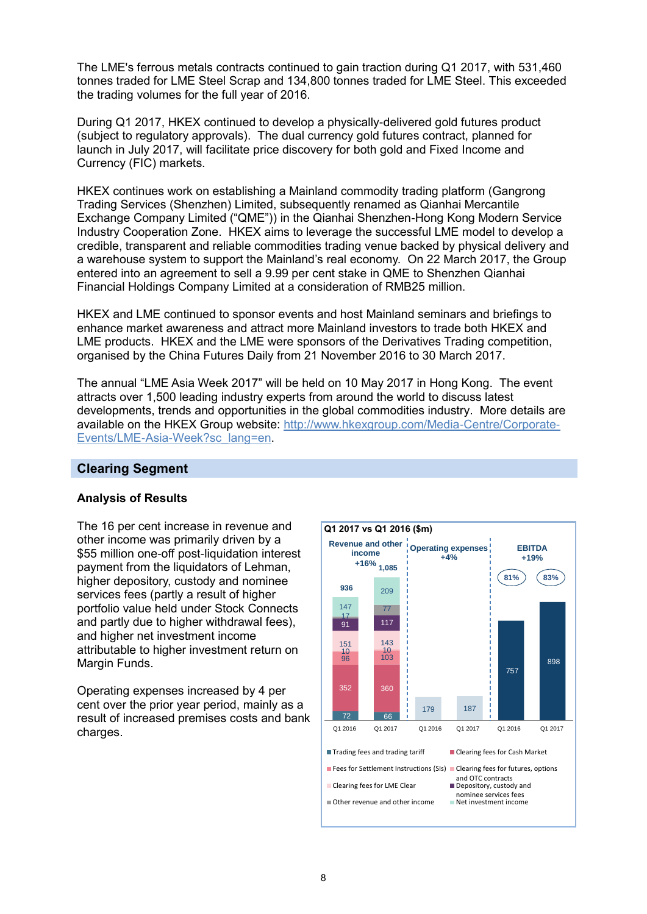The LME's ferrous metals contracts continued to gain traction during Q1 2017, with 531,460 tonnes traded for LME Steel Scrap and 134,800 tonnes traded for LME Steel. This exceeded the trading volumes for the full year of 2016.

During Q1 2017, HKEX continued to develop a physically-delivered gold futures product (subject to regulatory approvals). The dual currency gold futures contract, planned for launch in July 2017, will facilitate price discovery for both gold and Fixed Income and Currency (FIC) markets.

HKEX continues work on establishing a Mainland commodity trading platform (Gangrong Trading Services (Shenzhen) Limited, subsequently renamed as Qianhai Mercantile Exchange Company Limited ("QME")) in the Qianhai Shenzhen-Hong Kong Modern Service Industry Cooperation Zone. HKEX aims to leverage the successful LME model to develop a credible, transparent and reliable commodities trading venue backed by physical delivery and a warehouse system to support the Mainland's real economy. On 22 March 2017, the Group entered into an agreement to sell a 9.99 per cent stake in QME to Shenzhen Qianhai Financial Holdings Company Limited at a consideration of RMB25 million.

HKEX and LME continued to sponsor events and host Mainland seminars and briefings to enhance market awareness and attract more Mainland investors to trade both HKEX and LME products. HKEX and the LME were sponsors of the Derivatives Trading competition, organised by the China Futures Daily from 21 November 2016 to 30 March 2017.

The annual "LME Asia Week 2017" will be held on 10 May 2017 in Hong Kong. The event attracts over 1,500 leading industry experts from around the world to discuss latest developments, trends and opportunities in the global commodities industry. More details are available on the HKEX Group website: [http://www.hkexgroup.com/Media-Centre/Corporate-Events/LME-Asia-Week?sc_lang=en](http://www.hkexgroup.com/Media-Centre/Corporate-Events/LME-Asia-Week?sc_lang=en).

## Clearing Segment

### Analysis of Results

The 16 per cent increase in revenue and other income was primarily driven by a $55 million one-off post-liquidation interest payment from the liquidators of Lehman, higher depository, custody and nominee services fees (partly a result of higher portfolio value held under Stock Connects and partly due to higher withdrawal fees), and higher net investment income attributable to higher investment return on Margin Funds.

Operating expenses increased by 4 per cent over the prior year period, mainly as a result of increased premises costs and bank charges.

**Q1 2017 vs Q1 2016 ($m)**

| | Revenue and other income Q1 2016 | Revenue and other income Q1 2017 | Operating expenses Q1 2016 | Operating expenses Q1 2017 | EBITDA Q1 2016 | EBITDA Q1 2017 |
|---|---|---|---|---|---|---|
| Trading fees and trading tariff | 72 | 66 | | | | |
| Clearing fees for Cash Market | 352 | 360 | | | | |
| Fees for Settlement Instructions (SIs) | 96 | 103 | | | | |
| Clearing fees for futures, options and OTC contracts | 10 | 10 | | | | |
| Clearing fees for LME Clear | 151 | 143 | | | | |
| Depository, custody and nominee services fees | 91 | 117 | | | | |
| Other revenue and other income | 17 | 77 | | | | |
| Net investment income | 147 | 209 | | | | |
| Total | 936 | 1,085 | 179 | 187 | 757 | 898 |
| Change | +16% | | +4% | | +19% | |
| EBITDA margin | | | | | 81% | 83% |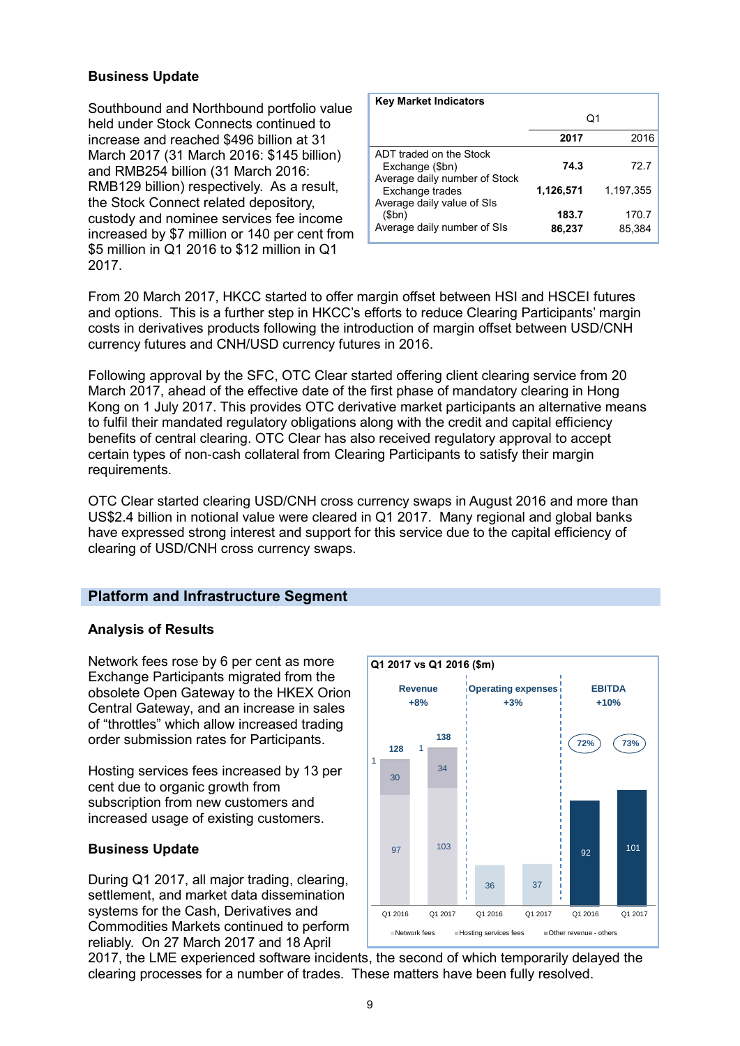### Business Update

Southbound and Northbound portfolio value held under Stock Connects continued to increase and reached $496 billion at 31 March 2017 (31 March 2016: $145 billion) and RMB254 billion (31 March 2016: RMB129 billion) respectively. As a result, the Stock Connect related depository, custody and nominee services fee income increased by $7 million or 140 per cent from $5 million in Q1 2016 to $12 million in Q1 2017.

| Key Market Indicators | Q1 | |
|---|---|---|
| | **2017** | 2016 |
| ADT traded on the Stock Exchange ($bn) | **74.3** | 72.7 |
| Average daily number of Stock Exchange trades | **1,126,571** | 1,197,355 |
| Average daily value of SIs ($bn) | **183.7** | 170.7 |
| Average daily number of SIs | **86,237** | 85,384 |

From 20 March 2017, HKCC started to offer margin offset between HSI and HSCEI futures and options. This is a further step in HKCC's efforts to reduce Clearing Participants' margin costs in derivatives products following the introduction of margin offset between USD/CNH currency futures and CNH/USD currency futures in 2016.

Following approval by the SFC, OTC Clear started offering client clearing service from 20 March 2017, ahead of the effective date of the first phase of mandatory clearing in Hong Kong on 1 July 2017. This provides OTC derivative market participants an alternative means to fulfil their mandated regulatory obligations along with the credit and capital efficiency benefits of central clearing. OTC Clear has also received regulatory approval to accept certain types of non-cash collateral from Clearing Participants to satisfy their margin requirements.

OTC Clear started clearing USD/CNH cross currency swaps in August 2016 and more than US$2.4 billion in notional value were cleared in Q1 2017. Many regional and global banks have expressed strong interest and support for this service due to the capital efficiency of clearing of USD/CNH cross currency swaps.

## Platform and Infrastructure Segment

### Analysis of Results

Network fees rose by 6 per cent as more Exchange Participants migrated from the obsolete Open Gateway to the HKEX Orion Central Gateway, and an increase in sales of "throttles" which allow increased trading order submission rates for Participants.

Hosting services fees increased by 13 per cent due to organic growth from subscription from new customers and increased usage of existing customers.

**Q1 2017 vs Q1 2016 ($m)**

| | Revenue (+8%) | | Operating expenses (+3%) | | EBITDA (+10%) | |
|---|---|---|---|---|---|---|
| | Q1 2016 | Q1 2017 | Q1 2016 | Q1 2017 | Q1 2016 | Q1 2017 |
| Network fees | 97 | 103 | | | | |
| Hosting services fees | 30 | 34 | | | | |
| Other revenue - others | 1 | 1 | | | | |
| Total | 128 | 138 | 36 | 37 | 92 | 101 |
| EBITDA margin | | | | | 72% | 73% |

### Business Update

During Q1 2017, all major trading, clearing, settlement, and market data dissemination systems for the Cash, Derivatives and Commodities Markets continued to perform reliably. On 27 March 2017 and 18 April 2017, the LME experienced software incidents, the second of which temporarily delayed the clearing processes for a number of trades. These matters have been fully resolved.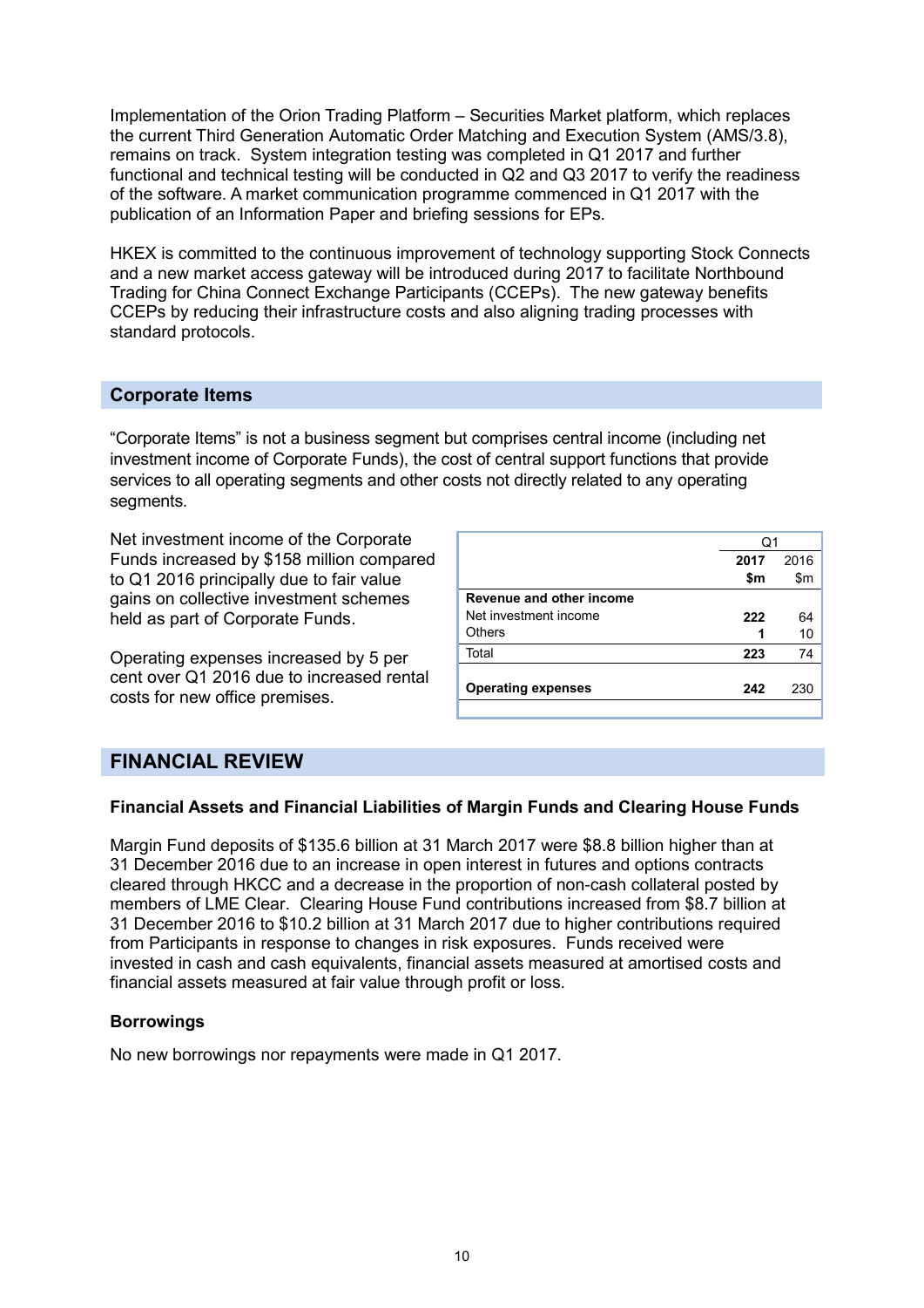Implementation of the Orion Trading Platform – Securities Market platform, which replaces the current Third Generation Automatic Order Matching and Execution System (AMS/3.8), remains on track. System integration testing was completed in Q1 2017 and further functional and technical testing will be conducted in Q2 and Q3 2017 to verify the readiness of the software. A market communication programme commenced in Q1 2017 with the publication of an Information Paper and briefing sessions for EPs.

HKEX is committed to the continuous improvement of technology supporting Stock Connects and a new market access gateway will be introduced during 2017 to facilitate Northbound Trading for China Connect Exchange Participants (CCEPs). The new gateway benefits CCEPs by reducing their infrastructure costs and also aligning trading processes with standard protocols.

## Corporate Items

"Corporate Items" is not a business segment but comprises central income (including net investment income of Corporate Funds), the cost of central support functions that provide services to all operating segments and other costs not directly related to any operating segments.

Net investment income of the Corporate Funds increased by $158 million compared to Q1 2016 principally due to fair value gains on collective investment schemes held as part of Corporate Funds.

Operating expenses increased by 5 per cent over Q1 2016 due to increased rental costs for new office premises.

| | Q1 | |
|---|---|---|
| | **2017** | 2016 |
| | **$m** | $m |
| **Revenue and other income** | | |
| Net investment income | **222** | 64 |
| Others | **1** | 10 |
| Total | **223** | 74 |
| **Operating expenses** | **242** | 230 |

## FINANCIAL REVIEW

**Financial Assets and Financial Liabilities of Margin Funds and Clearing House Funds**

Margin Fund deposits of $135.6 billion at 31 March 2017 were $8.8 billion higher than at 31 December 2016 due to an increase in open interest in futures and options contracts cleared through HKCC and a decrease in the proportion of non-cash collateral posted by members of LME Clear. Clearing House Fund contributions increased from $8.7 billion at 31 December 2016 to $10.2 billion at 31 March 2017 due to higher contributions required from Participants in response to changes in risk exposures. Funds received were invested in cash and cash equivalents, financial assets measured at amortised costs and financial assets measured at fair value through profit or loss.

**Borrowings**

No new borrowings nor repayments were made in Q1 2017.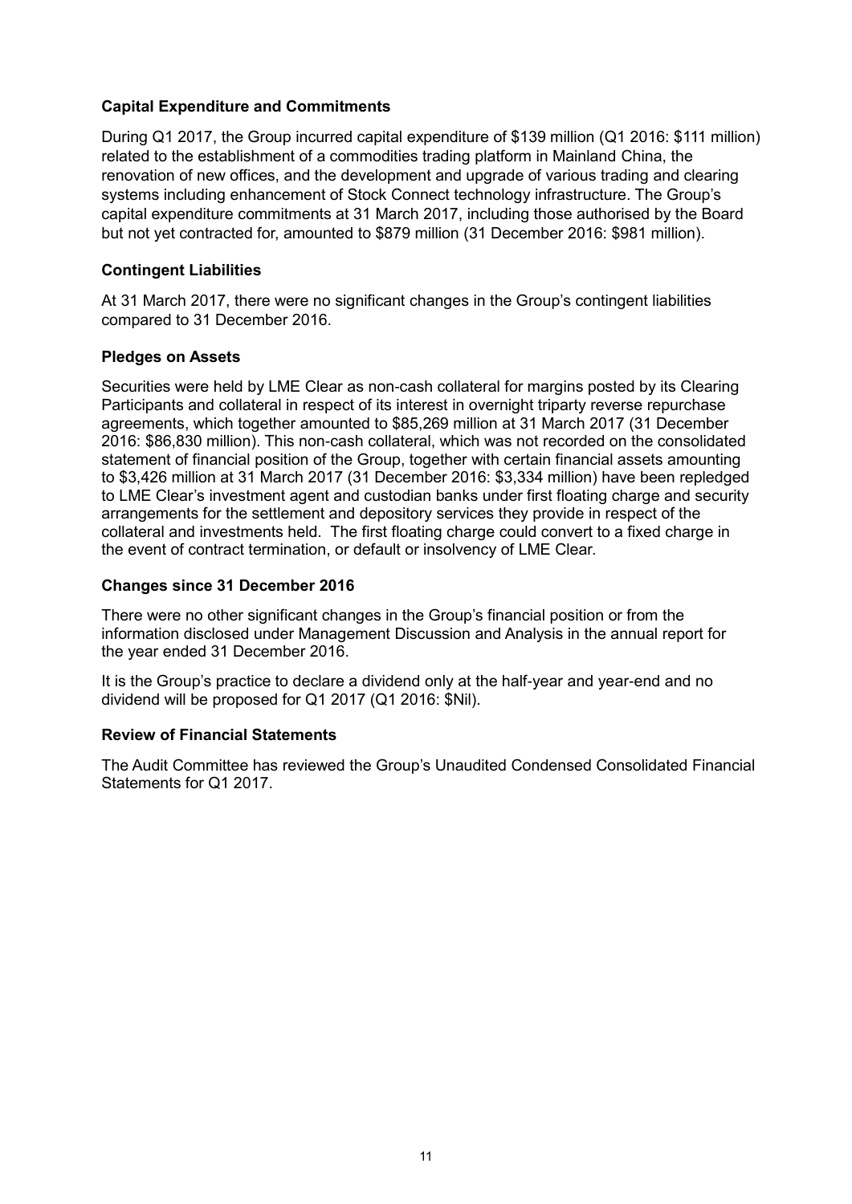**Capital Expenditure and Commitments**

During Q1 2017, the Group incurred capital expenditure of $139 million (Q1 2016: $111 million) related to the establishment of a commodities trading platform in Mainland China, the renovation of new offices, and the development and upgrade of various trading and clearing systems including enhancement of Stock Connect technology infrastructure. The Group's capital expenditure commitments at 31 March 2017, including those authorised by the Board but not yet contracted for, amounted to $879 million (31 December 2016: $981 million).

**Contingent Liabilities**

At 31 March 2017, there were no significant changes in the Group's contingent liabilities compared to 31 December 2016.

**Pledges on Assets**

Securities were held by LME Clear as non-cash collateral for margins posted by its Clearing Participants and collateral in respect of its interest in overnight triparty reverse repurchase agreements, which together amounted to $85,269 million at 31 March 2017 (31 December 2016: $86,830 million). This non-cash collateral, which was not recorded on the consolidated statement of financial position of the Group, together with certain financial assets amounting to $3,426 million at 31 March 2017 (31 December 2016: $3,334 million) have been repledged to LME Clear's investment agent and custodian banks under first floating charge and security arrangements for the settlement and depository services they provide in respect of the collateral and investments held. The first floating charge could convert to a fixed charge in the event of contract termination, or default or insolvency of LME Clear.

**Changes since 31 December 2016**

There were no other significant changes in the Group's financial position or from the information disclosed under Management Discussion and Analysis in the annual report for the year ended 31 December 2016.

It is the Group's practice to declare a dividend only at the half-year and year-end and no dividend will be proposed for Q1 2017 (Q1 2016: $Nil).

**Review of Financial Statements**

The Audit Committee has reviewed the Group's Unaudited Condensed Consolidated Financial Statements for Q1 2017.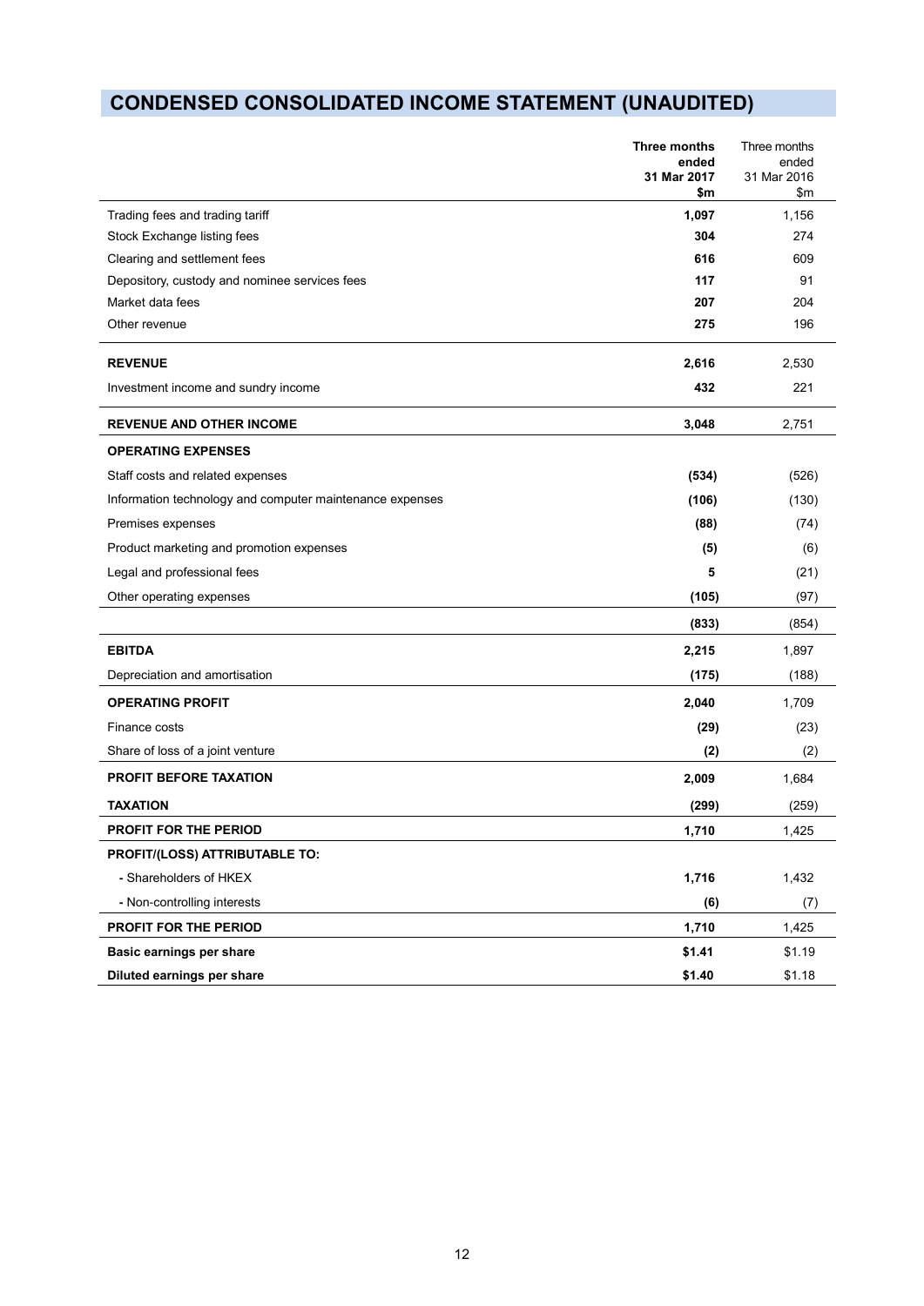# CONDENSED CONSOLIDATED INCOME STATEMENT (UNAUDITED)

| | **Three months ended 31 Mar 2017 $m** | Three months ended 31 Mar 2016 $m |
|---|---|---|
| Trading fees and trading tariff | **1,097** | 1,156 |
| Stock Exchange listing fees | **304** | 274 |
| Clearing and settlement fees | **616** | 609 |
| Depository, custody and nominee services fees | **117** | 91 |
| Market data fees | **207** | 204 |
| Other revenue | **275** | 196 |
| **REVENUE** | **2,616** | 2,530 |
| Investment income and sundry income | **432** | 221 |
| **REVENUE AND OTHER INCOME** | **3,048** | 2,751 |
| **OPERATING EXPENSES** | | |
| Staff costs and related expenses | **(534)** | (526) |
| Information technology and computer maintenance expenses | **(106)** | (130) |
| Premises expenses | **(88)** | (74) |
| Product marketing and promotion expenses | **(5)** | (6) |
| Legal and professional fees | **5** | (21) |
| Other operating expenses | **(105)** | (97) |
| | **(833)** | (854) |
| **EBITDA** | **2,215** | 1,897 |
| Depreciation and amortisation | **(175)** | (188) |
| **OPERATING PROFIT** | **2,040** | 1,709 |
| Finance costs | **(29)** | (23) |
| Share of loss of a joint venture | **(2)** | (2) |
| **PROFIT BEFORE TAXATION** | **2,009** | 1,684 |
| **TAXATION** | **(299)** | (259) |
| **PROFIT FOR THE PERIOD** | **1,710** | 1,425 |
| **PROFIT/(LOSS) ATTRIBUTABLE TO:** | | |
| - Shareholders of HKEX | **1,716** | 1,432 |
| - Non-controlling interests | **(6)** | (7) |
| **PROFIT FOR THE PERIOD** | **1,710** | 1,425 |
| **Basic earnings per share** | **$1.41** | $1.19 |
| **Diluted earnings per share** | **$1.40** | $1.18 |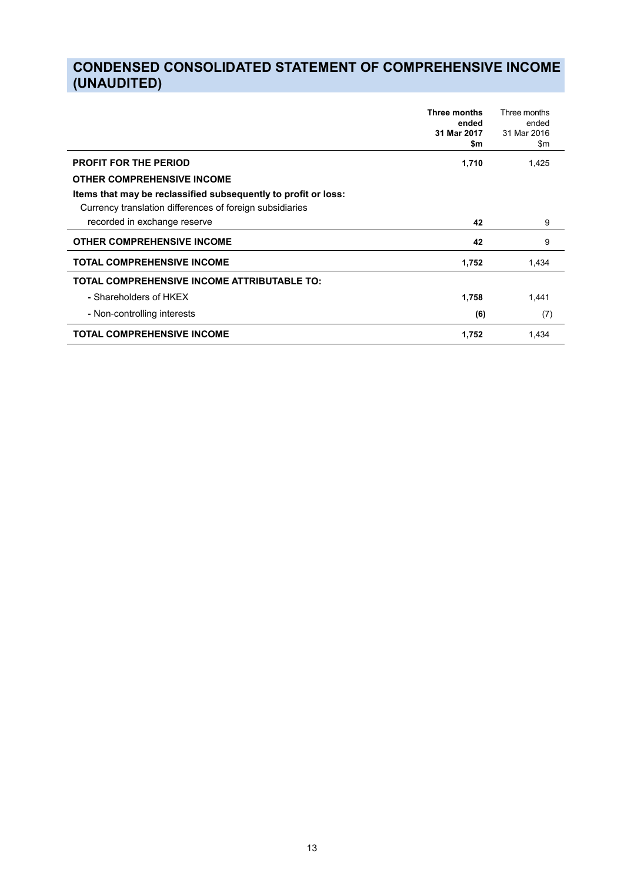# CONDENSED CONSOLIDATED STATEMENT OF COMPREHENSIVE INCOME (UNAUDITED)

| | **Three months ended 31 Mar 2017 $m** | Three months ended 31 Mar 2016 $m |
|---|---|---|
| **PROFIT FOR THE PERIOD** | **1,710** | 1,425 |
| **OTHER COMPREHENSIVE INCOME** | | |
| **Items that may be reclassified subsequently to profit or loss:** | | |
| Currency translation differences of foreign subsidiaries recorded in exchange reserve | **42** | 9 |
| **OTHER COMPREHENSIVE INCOME** | **42** | 9 |
| **TOTAL COMPREHENSIVE INCOME** | **1,752** | 1,434 |
| **TOTAL COMPREHENSIVE INCOME ATTRIBUTABLE TO:** | | |
| - Shareholders of HKEX | **1,758** | 1,441 |
| - Non-controlling interests | **(6)** | (7) |
| **TOTAL COMPREHENSIVE INCOME** | **1,752** | 1,434 |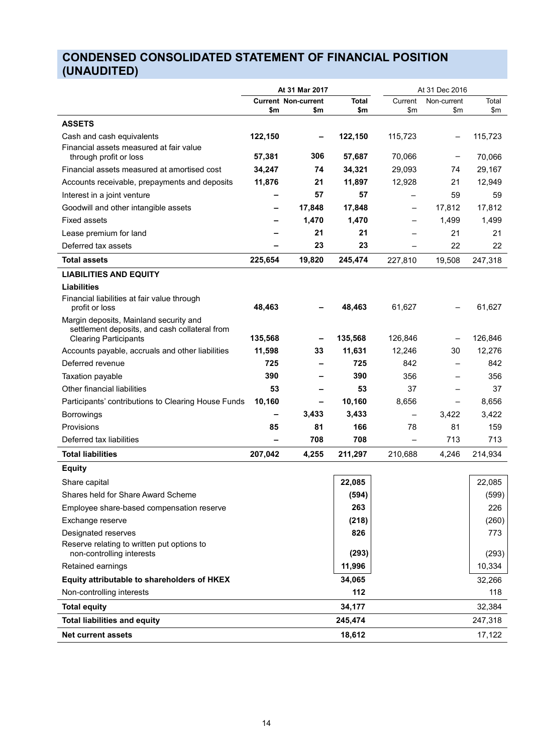# CONDENSED CONSOLIDATED STATEMENT OF FINANCIAL POSITION (UNAUDITED)

| | At 31 Mar 2017 | | | At 31 Dec 2016 | | |
|---|---|---|---|---|---|---|
| | Current $m | Non-current $m | Total $m | Current $m | Non-current $m | Total $m |
| **ASSETS** | | | | | | |
| Cash and cash equivalents | **122,150** | **–** | **122,150** | 115,723 | – | 115,723 |
| Financial assets measured at fair value through profit or loss | **57,381** | **306** | **57,687** | 70,066 | – | 70,066 |
| Financial assets measured at amortised cost | **34,247** | **74** | **34,321** | 29,093 | 74 | 29,167 |
| Accounts receivable, prepayments and deposits | **11,876** | **21** | **11,897** | 12,928 | 21 | 12,949 |
| Interest in a joint venture | **–** | **57** | **57** | – | 59 | 59 |
| Goodwill and other intangible assets | **–** | **17,848** | **17,848** | – | 17,812 | 17,812 |
| Fixed assets | **–** | **1,470** | **1,470** | – | 1,499 | 1,499 |
| Lease premium for land | **–** | **21** | **21** | – | 21 | 21 |
| Deferred tax assets | **–** | **23** | **23** | – | 22 | 22 |
| **Total assets** | **225,654** | **19,820** | **245,474** | 227,810 | 19,508 | 247,318 |
| **LIABILITIES AND EQUITY** | | | | | | |
| **Liabilities** | | | | | | |
| Financial liabilities at fair value through profit or loss | **48,463** | **–** | **48,463** | 61,627 | – | 61,627 |
| Margin deposits, Mainland security and settlement deposits, and cash collateral from Clearing Participants | **135,568** | **–** | **135,568** | 126,846 | – | 126,846 |
| Accounts payable, accruals and other liabilities | **11,598** | **33** | **11,631** | 12,246 | 30 | 12,276 |
| Deferred revenue | **725** | **–** | **725** | 842 | – | 842 |
| Taxation payable | **390** | **–** | **390** | 356 | – | 356 |
| Other financial liabilities | **53** | **–** | **53** | 37 | – | 37 |
| Participants' contributions to Clearing House Funds | **10,160** | **–** | **10,160** | 8,656 | – | 8,656 |
| Borrowings | **–** | **3,433** | **3,433** | – | 3,422 | 3,422 |
| Provisions | **85** | **81** | **166** | 78 | 81 | 159 |
| Deferred tax liabilities | **–** | **708** | **708** | – | 713 | 713 |
| **Total liabilities** | **207,042** | **4,255** | **211,297** | 210,688 | 4,246 | 214,934 |
| **Equity** | | | | | | |
| Share capital | | | **22,085** | | | 22,085 |
| Shares held for Share Award Scheme | | | **(594)** | | | (599) |
| Employee share-based compensation reserve | | | **263** | | | 226 |
| Exchange reserve | | | **(218)** | | | (260) |
| Designated reserves | | | **826** | | | 773 |
| Reserve relating to written put options to non-controlling interests | | | **(293)** | | | (293) |
| Retained earnings | | | **11,996** | | | 10,334 |
| **Equity attributable to shareholders of HKEX** | | | **34,065** | | | 32,266 |
| Non-controlling interests | | | **112** | | | 118 |
| **Total equity** | | | **34,177** | | | 32,384 |
| **Total liabilities and equity** | | | **245,474** | | | 247,318 |
| **Net current assets** | | | **18,612** | | | 17,122 |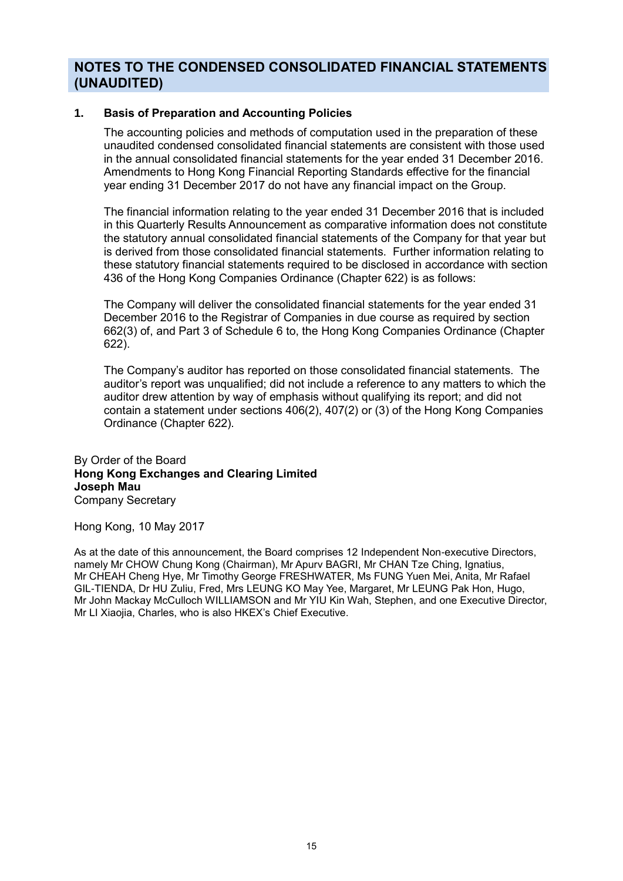# NOTES TO THE CONDENSED CONSOLIDATED FINANCIAL STATEMENTS (UNAUDITED)

## 1. Basis of Preparation and Accounting Policies

The accounting policies and methods of computation used in the preparation of these unaudited condensed consolidated financial statements are consistent with those used in the annual consolidated financial statements for the year ended 31 December 2016. Amendments to Hong Kong Financial Reporting Standards effective for the financial year ending 31 December 2017 do not have any financial impact on the Group.

The financial information relating to the year ended 31 December 2016 that is included in this Quarterly Results Announcement as comparative information does not constitute the statutory annual consolidated financial statements of the Company for that year but is derived from those consolidated financial statements. Further information relating to these statutory financial statements required to be disclosed in accordance with section 436 of the Hong Kong Companies Ordinance (Chapter 622) is as follows:

The Company will deliver the consolidated financial statements for the year ended 31 December 2016 to the Registrar of Companies in due course as required by section 662(3) of, and Part 3 of Schedule 6 to, the Hong Kong Companies Ordinance (Chapter 622).

The Company's auditor has reported on those consolidated financial statements. The auditor's report was unqualified; did not include a reference to any matters to which the auditor drew attention by way of emphasis without qualifying its report; and did not contain a statement under sections 406(2), 407(2) or (3) of the Hong Kong Companies Ordinance (Chapter 622).

By Order of the Board
**Hong Kong Exchanges and Clearing Limited**
**Joseph Mau**
Company Secretary

Hong Kong, 10 May 2017

As at the date of this announcement, the Board comprises 12 Independent Non-executive Directors, namely Mr CHOW Chung Kong (Chairman), Mr Apurv BAGRI, Mr CHAN Tze Ching, Ignatius, Mr CHEAH Cheng Hye, Mr Timothy George FRESHWATER, Ms FUNG Yuen Mei, Anita, Mr Rafael GIL-TIENDA, Dr HU Zuliu, Fred, Mrs LEUNG KO May Yee, Margaret, Mr LEUNG Pak Hon, Hugo, Mr John Mackay McCulloch WILLIAMSON and Mr YIU Kin Wah, Stephen, and one Executive Director, Mr LI Xiaojia, Charles, who is also HKEX's Chief Executive.